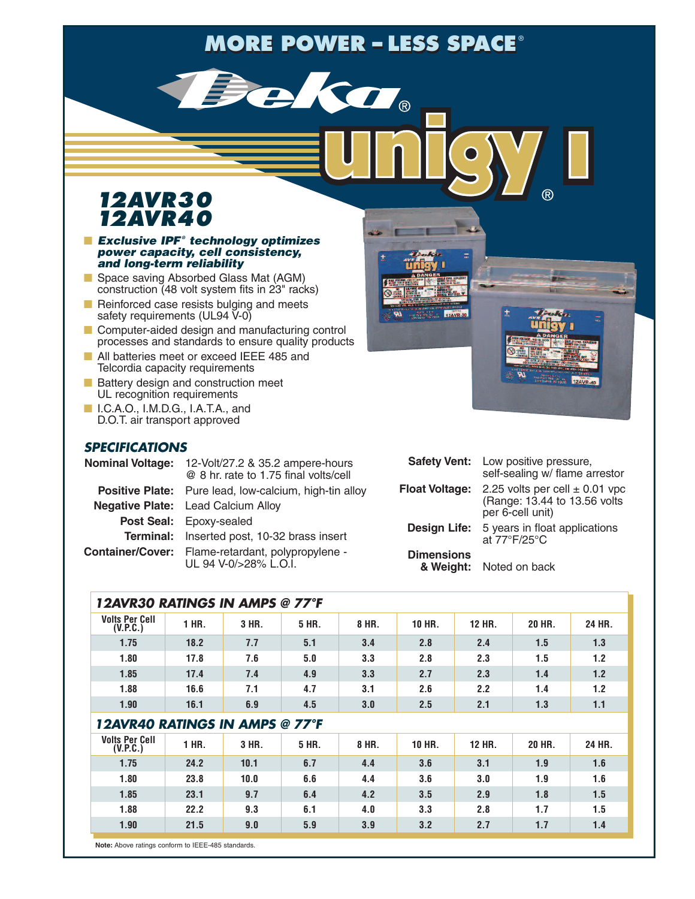# MORE POWER – LESS SPACE®

# Deka® unigy I®

## 12AVR30
## 12AVR40

- ***Exclusive IPF® technology optimizes power capacity, cell consistency, and long-term reliability***
- Space saving Absorbed Glass Mat (AGM) construction (48 volt system fits in 23" racks)
- Reinforced case resists bulging and meets safety requirements (UL94 V-0)
- Computer-aided design and manufacturing control processes and standards to ensure quality products
- All batteries meet or exceed IEEE 485 and Telcordia capacity requirements
- Battery design and construction meet UL recognition requirements
- I.C.A.O., I.M.D.G., I.A.T.A., and D.O.T. air transport approved

## SPECIFICATIONS

**Nominal Voltage:** 12-Volt/27.2 & 35.2 ampere-hours @ 8 hr. rate to 1.75 final volts/cell

**Positive Plate:** Pure lead, low-calcium, high-tin alloy

**Negative Plate:** Lead Calcium Alloy

**Post Seal:** Epoxy-sealed

**Terminal:** Inserted post, 10-32 brass insert

**Container/Cover:** Flame-retardant, polypropylene - UL 94 V-0/>28% L.O.I.

**Safety Vent:** Low positive pressure, self-sealing w/ flame arrestor

**Float Voltage:** 2.25 volts per cell ± 0.01 vpc (Range: 13.44 to 13.56 volts per 6-cell unit)

**Design Life:** 5 years in float applications at 77°F/25°C

**Dimensions & Weight:** Noted on back

### 12AVR30 RATINGS IN AMPS @ 77°F

| Volts Per Cell (V.P.C.) | 1 HR. | 3 HR. | 5 HR. | 8 HR. | 10 HR. | 12 HR. | 20 HR. | 24 HR. |
|---|---|---|---|---|---|---|---|---|
| 1.75 | 18.2 | 7.7 | 5.1 | 3.4 | 2.8 | 2.4 | 1.5 | 1.3 |
| 1.80 | 17.8 | 7.6 | 5.0 | 3.3 | 2.8 | 2.3 | 1.5 | 1.2 |
| 1.85 | 17.4 | 7.4 | 4.9 | 3.3 | 2.7 | 2.3 | 1.4 | 1.2 |
| 1.88 | 16.6 | 7.1 | 4.7 | 3.1 | 2.6 | 2.2 | 1.4 | 1.2 |
| 1.90 | 16.1 | 6.9 | 4.5 | 3.0 | 2.5 | 2.1 | 1.3 | 1.1 |

### 12AVR40 RATINGS IN AMPS @ 77°F

| Volts Per Cell (V.P.C.) | 1 HR. | 3 HR. | 5 HR. | 8 HR. | 10 HR. | 12 HR. | 20 HR. | 24 HR. |
|---|---|---|---|---|---|---|---|---|
| 1.75 | 24.2 | 10.1 | 6.7 | 4.4 | 3.6 | 3.1 | 1.9 | 1.6 |
| 1.80 | 23.8 | 10.0 | 6.6 | 4.4 | 3.6 | 3.0 | 1.9 | 1.6 |
| 1.85 | 23.1 | 9.7 | 6.4 | 4.2 | 3.5 | 2.9 | 1.8 | 1.5 |
| 1.88 | 22.2 | 9.3 | 6.1 | 4.0 | 3.3 | 2.8 | 1.7 | 1.5 |
| 1.90 | 21.5 | 9.0 | 5.9 | 3.9 | 3.2 | 2.7 | 1.7 | 1.4 |

**Note:** Above ratings conform to IEEE-485 standards.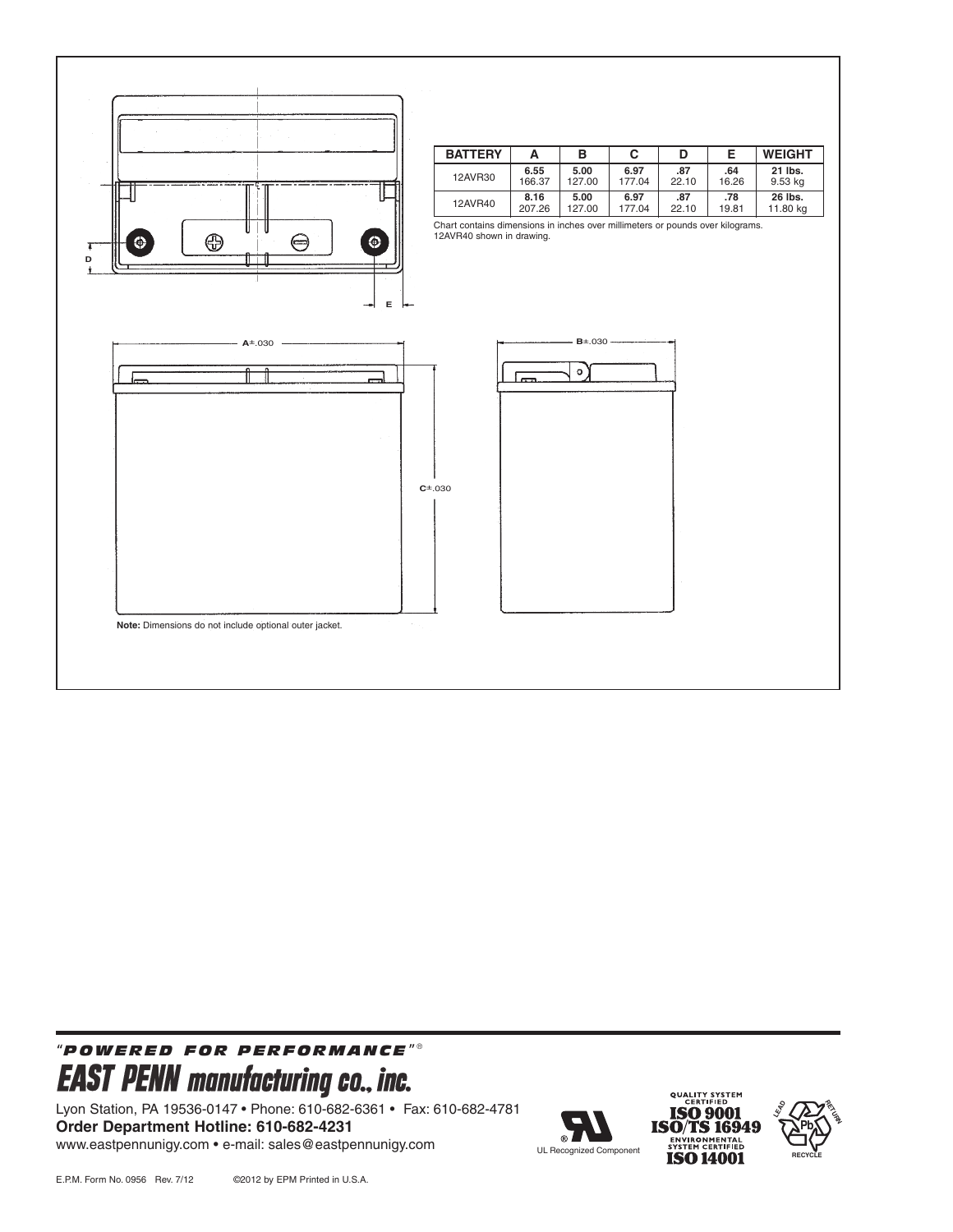| BATTERY | A | B | C | D | E | WEIGHT |
|---|---|---|---|---|---|---|
| 12AVR30 | **6.55** 166.37 | **5.00** 127.00 | **6.97** 177.04 | **.87** 22.10 | **.64** 16.26 | **21 lbs.** 9.53 kg |
| 12AVR40 | **8.16** 207.26 | **5.00** 127.00 | **6.97** 177.04 | **.87** 22.10 | **.78** 19.81 | **26 lbs.** 11.80 kg |

Chart contains dimensions in inches over millimeters or pounds over kilograms.
12AVR40 shown in drawing.

D

E

A±.030

B±.030

C±.030

**Note:** Dimensions do not include optional outer jacket.

*"POWERED FOR PERFORMANCE"®*

**EAST PENN manufacturing co., inc.**

Lyon Station, PA 19536-0147 • Phone: 610-682-6361 • Fax: 610-682-4781
**Order Department Hotline: 610-682-4231**
www.eastpennunigy.com • e-mail: sales@eastpennunigy.com

UL Recognized Component

QUALITY SYSTEM CERTIFIED
ISO 9001
ISO/TS 16949
ENVIRONMENTAL SYSTEM CERTIFIED
ISO 14001

LEAD RETURN Pb RECYCLE

E.P.M. Form No. 0956 Rev. 7/12 ©2012 by EPM Printed in U.S.A.